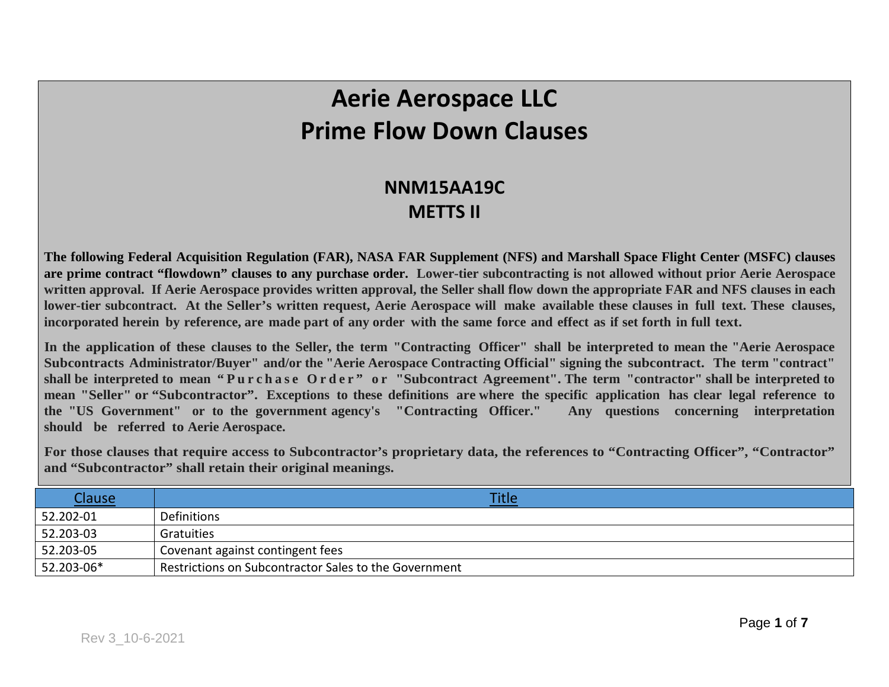# Aerie Aerospace LLC
# Prime Flow Down Clauses

## NNM15AA19C
## METTS II

**The following Federal Acquisition Regulation (FAR), NASA FAR Supplement (NFS) and Marshall Space Flight Center (MSFC) clauses are prime contract "flowdown" clauses to any purchase order. Lower-tier subcontracting is not allowed without prior Aerie Aerospace written approval. If Aerie Aerospace provides written approval, the Seller shall flow down the appropriate FAR and NFS clauses in each lower-tier subcontract. At the Seller's written request, Aerie Aerospace will make available these clauses in full text. These clauses, incorporated herein by reference, are made part of any order with the same force and effect as if set forth in full text.**

**In the application of these clauses to the Seller, the term "Contracting Officer" shall be interpreted to mean the "Aerie Aerospace Subcontracts Administrator/Buyer" and/or the "Aerie Aerospace Contracting Official" signing the subcontract. The term "contract" shall be interpreted to mean "Purchase Order" or "Subcontract Agreement". The term "contractor" shall be interpreted to mean "Seller" or "Subcontractor". Exceptions to these definitions are where the specific application has clear legal reference to the "US Government" or to the government agency's "Contracting Officer." Any questions concerning interpretation should be referred to Aerie Aerospace.**

**For those clauses that require access to Subcontractor's proprietary data, the references to "Contracting Officer", "Contractor" and "Subcontractor" shall retain their original meanings.**

| Clause | Title |
|---|---|
| 52.202-01 | Definitions |
| 52.203-03 | Gratuities |
| 52.203-05 | Covenant against contingent fees |
| 52.203-06* | Restrictions on Subcontractor Sales to the Government |

Rev 3_10-6-2021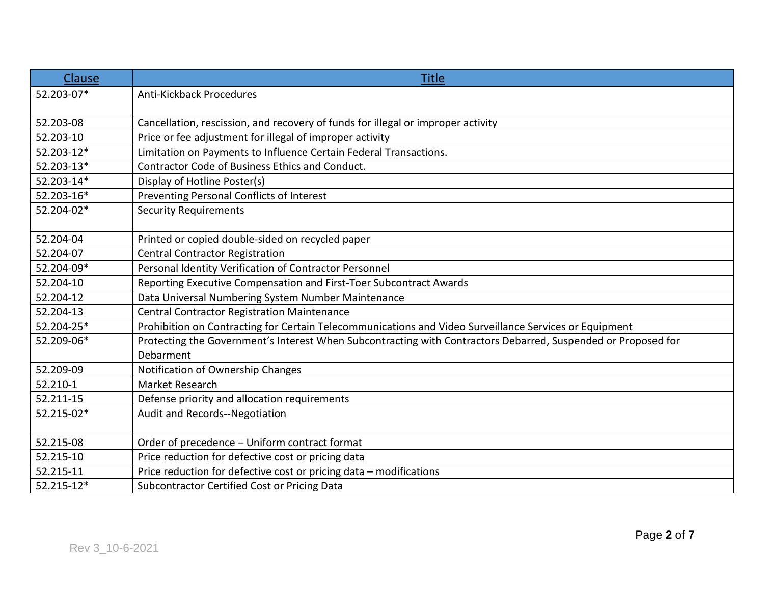| Clause | Title |
| --- | --- |
| 52.203-07* | Anti-Kickback Procedures |
| 52.203-08 | Cancellation, rescission, and recovery of funds for illegal or improper activity |
| 52.203-10 | Price or fee adjustment for illegal of improper activity |
| 52.203-12* | Limitation on Payments to Influence Certain Federal Transactions. |
| 52.203-13* | Contractor Code of Business Ethics and Conduct. |
| 52.203-14* | Display of Hotline Poster(s) |
| 52.203-16* | Preventing Personal Conflicts of Interest |
| 52.204-02* | Security Requirements |
| 52.204-04 | Printed or copied double-sided on recycled paper |
| 52.204-07 | Central Contractor Registration |
| 52.204-09* | Personal Identity Verification of Contractor Personnel |
| 52.204-10 | Reporting Executive Compensation and First-Toer Subcontract Awards |
| 52.204-12 | Data Universal Numbering System Number Maintenance |
| 52.204-13 | Central Contractor Registration Maintenance |
| 52.204-25* | Prohibition on Contracting for Certain Telecommunications and Video Surveillance Services or Equipment |
| 52.209-06* | Protecting the Government's Interest When Subcontracting with Contractors Debarred, Suspended or Proposed for Debarment |
| 52.209-09 | Notification of Ownership Changes |
| 52.210-1 | Market Research |
| 52.211-15 | Defense priority and allocation requirements |
| 52.215-02* | Audit and Records--Negotiation |
| 52.215-08 | Order of precedence – Uniform contract format |
| 52.215-10 | Price reduction for defective cost or pricing data |
| 52.215-11 | Price reduction for defective cost or pricing data – modifications |
| 52.215-12* | Subcontractor Certified Cost or Pricing Data |

Rev 3_10-6-2021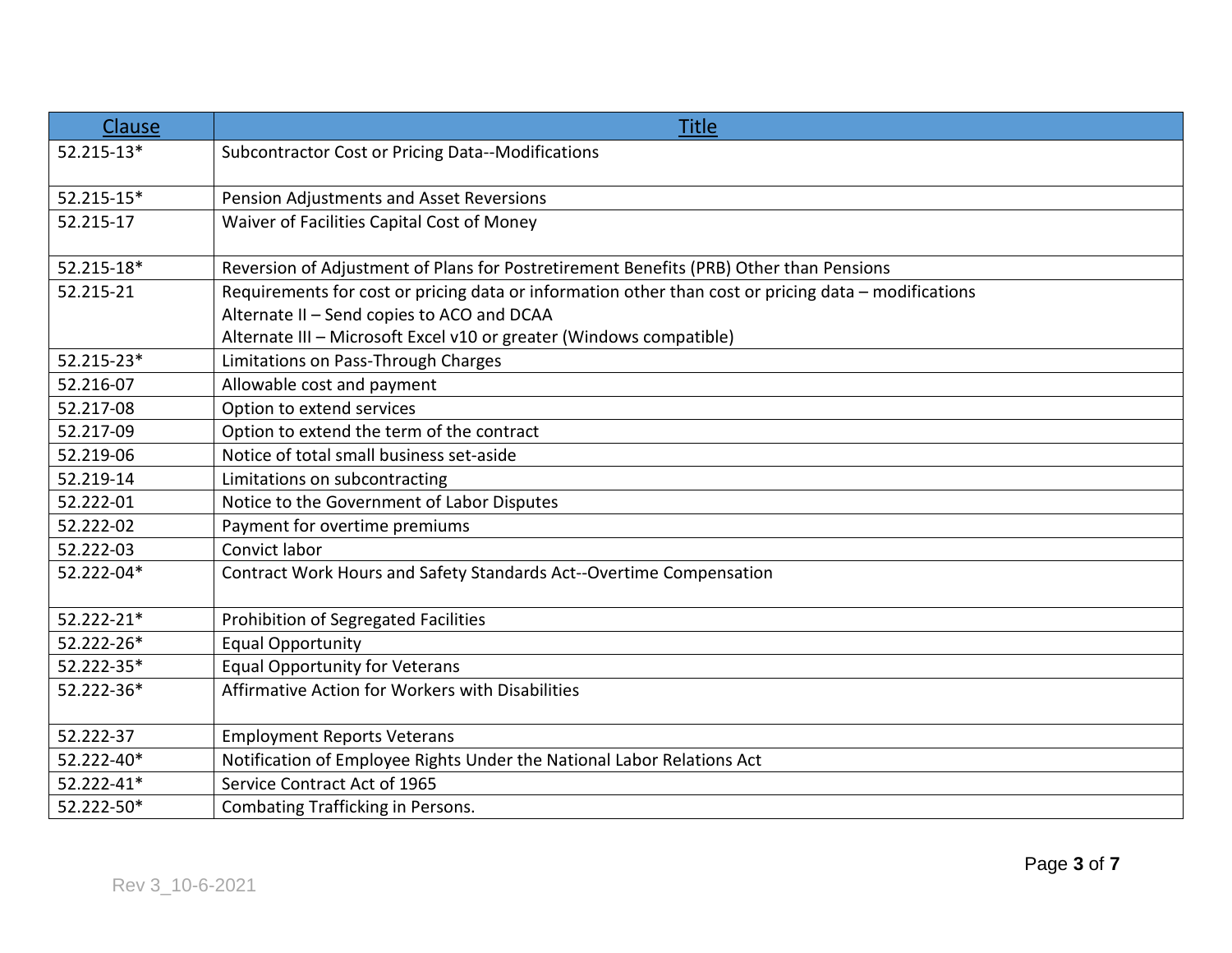| Clause | Title |
|---|---|
| 52.215-13* | Subcontractor Cost or Pricing Data--Modifications |
| 52.215-15* | Pension Adjustments and Asset Reversions |
| 52.215-17 | Waiver of Facilities Capital Cost of Money |
| 52.215-18* | Reversion of Adjustment of Plans for Postretirement Benefits (PRB) Other than Pensions |
| 52.215-21 | Requirements for cost or pricing data or information other than cost or pricing data – modifications<br>Alternate II – Send copies to ACO and DCAA<br>Alternate III – Microsoft Excel v10 or greater (Windows compatible) |
| 52.215-23* | Limitations on Pass-Through Charges |
| 52.216-07 | Allowable cost and payment |
| 52.217-08 | Option to extend services |
| 52.217-09 | Option to extend the term of the contract |
| 52.219-06 | Notice of total small business set-aside |
| 52.219-14 | Limitations on subcontracting |
| 52.222-01 | Notice to the Government of Labor Disputes |
| 52.222-02 | Payment for overtime premiums |
| 52.222-03 | Convict labor |
| 52.222-04* | Contract Work Hours and Safety Standards Act--Overtime Compensation |
| 52.222-21* | Prohibition of Segregated Facilities |
| 52.222-26* | Equal Opportunity |
| 52.222-35* | Equal Opportunity for Veterans |
| 52.222-36* | Affirmative Action for Workers with Disabilities |
| 52.222-37 | Employment Reports Veterans |
| 52.222-40* | Notification of Employee Rights Under the National Labor Relations Act |
| 52.222-41* | Service Contract Act of 1965 |
| 52.222-50* | Combating Trafficking in Persons. |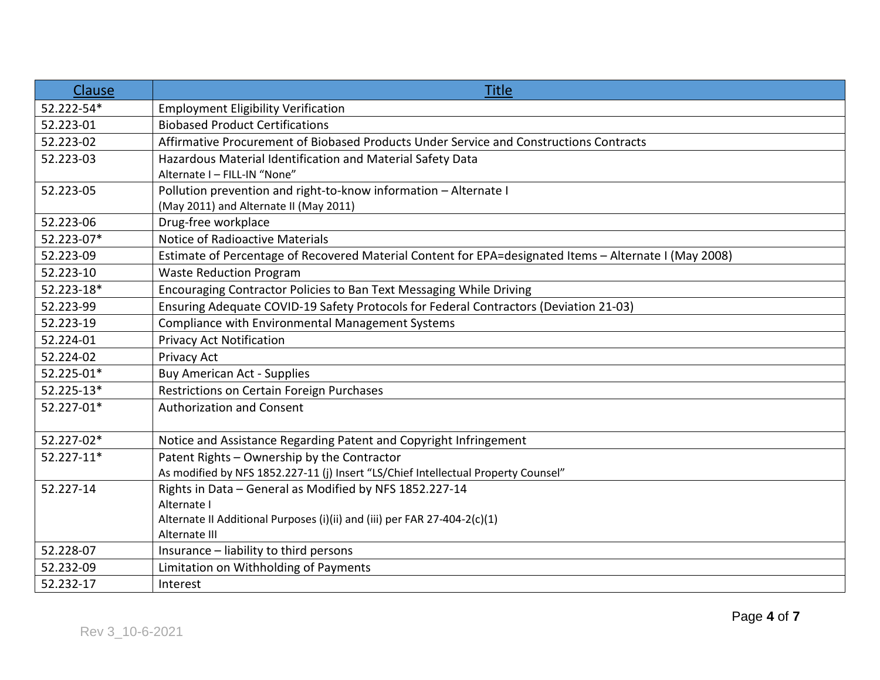| Clause | Title |
|---|---|
| 52.222-54* | Employment Eligibility Verification |
| 52.223-01 | Biobased Product Certifications |
| 52.223-02 | Affirmative Procurement of Biobased Products Under Service and Constructions Contracts |
| 52.223-03 | Hazardous Material Identification and Material Safety Data<br>Alternate I – FILL-IN "None" |
| 52.223-05 | Pollution prevention and right-to-know information – Alternate I<br>(May 2011) and Alternate II (May 2011) |
| 52.223-06 | Drug-free workplace |
| 52.223-07* | Notice of Radioactive Materials |
| 52.223-09 | Estimate of Percentage of Recovered Material Content for EPA=designated Items – Alternate I (May 2008) |
| 52.223-10 | Waste Reduction Program |
| 52.223-18* | Encouraging Contractor Policies to Ban Text Messaging While Driving |
| 52.223-99 | Ensuring Adequate COVID-19 Safety Protocols for Federal Contractors (Deviation 21-03) |
| 52.223-19 | Compliance with Environmental Management Systems |
| 52.224-01 | Privacy Act Notification |
| 52.224-02 | Privacy Act |
| 52.225-01* | Buy American Act - Supplies |
| 52.225-13* | Restrictions on Certain Foreign Purchases |
| 52.227-01* | Authorization and Consent |
| 52.227-02* | Notice and Assistance Regarding Patent and Copyright Infringement |
| 52.227-11* | Patent Rights – Ownership by the Contractor<br>As modified by NFS 1852.227-11 (j) Insert "LS/Chief Intellectual Property Counsel" |
| 52.227-14 | Rights in Data – General as Modified by NFS 1852.227-14<br>Alternate I<br>Alternate II Additional Purposes (i)(ii) and (iii) per FAR 27-404-2(c)(1)<br>Alternate III |
| 52.228-07 | Insurance – liability to third persons |
| 52.232-09 | Limitation on Withholding of Payments |
| 52.232-17 | Interest |

Rev 3_10-6-2021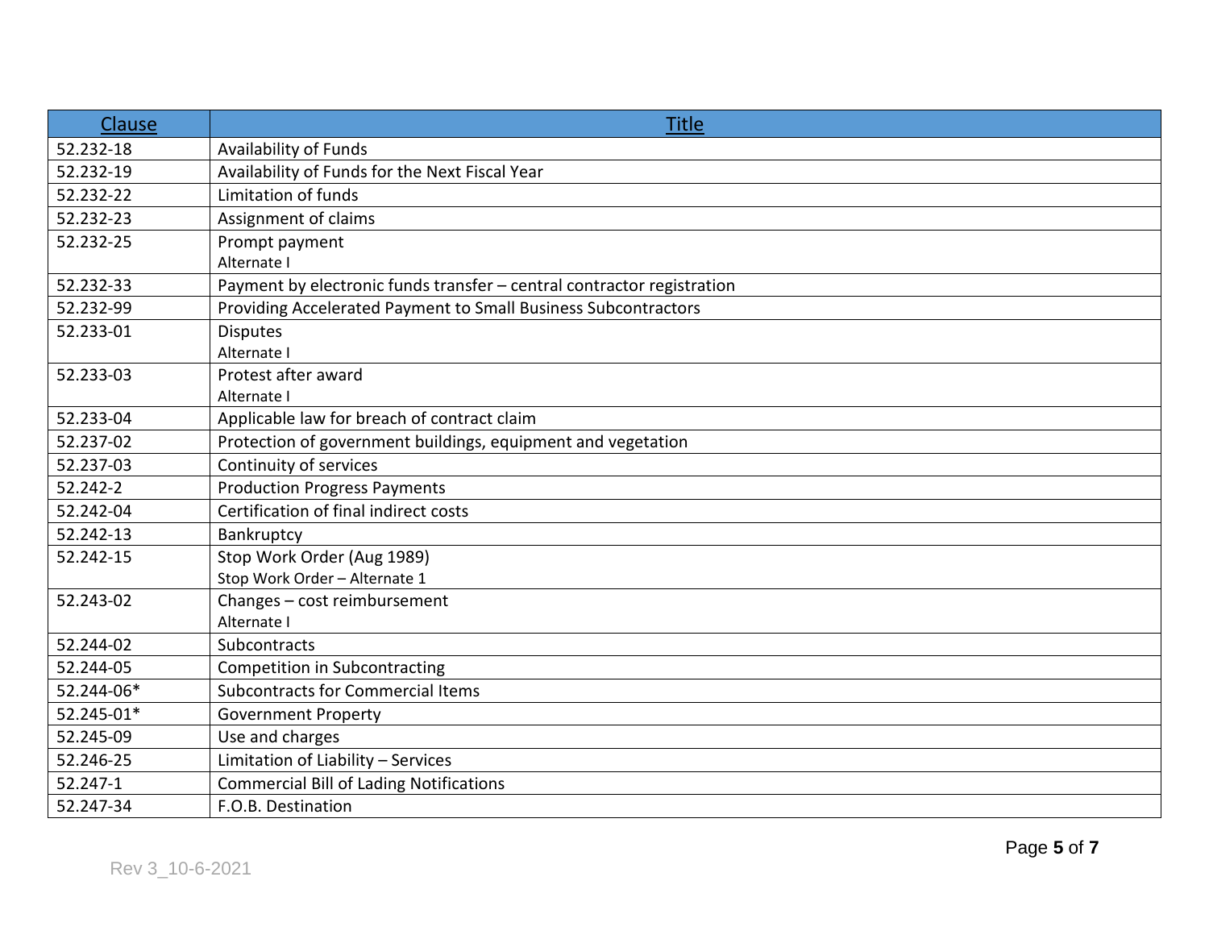| Clause | Title |
| --- | --- |
| 52.232-18 | Availability of Funds |
| 52.232-19 | Availability of Funds for the Next Fiscal Year |
| 52.232-22 | Limitation of funds |
| 52.232-23 | Assignment of claims |
| 52.232-25 | Prompt payment<br>Alternate I |
| 52.232-33 | Payment by electronic funds transfer – central contractor registration |
| 52.232-99 | Providing Accelerated Payment to Small Business Subcontractors |
| 52.233-01 | Disputes<br>Alternate I |
| 52.233-03 | Protest after award<br>Alternate I |
| 52.233-04 | Applicable law for breach of contract claim |
| 52.237-02 | Protection of government buildings, equipment and vegetation |
| 52.237-03 | Continuity of services |
| 52.242-2 | Production Progress Payments |
| 52.242-04 | Certification of final indirect costs |
| 52.242-13 | Bankruptcy |
| 52.242-15 | Stop Work Order (Aug 1989)<br>Stop Work Order – Alternate 1 |
| 52.243-02 | Changes – cost reimbursement<br>Alternate I |
| 52.244-02 | Subcontracts |
| 52.244-05 | Competition in Subcontracting |
| 52.244-06* | Subcontracts for Commercial Items |
| 52.245-01* | Government Property |
| 52.245-09 | Use and charges |
| 52.246-25 | Limitation of Liability – Services |
| 52.247-1 | Commercial Bill of Lading Notifications |
| 52.247-34 | F.O.B. Destination |

Rev 3_10-6-2021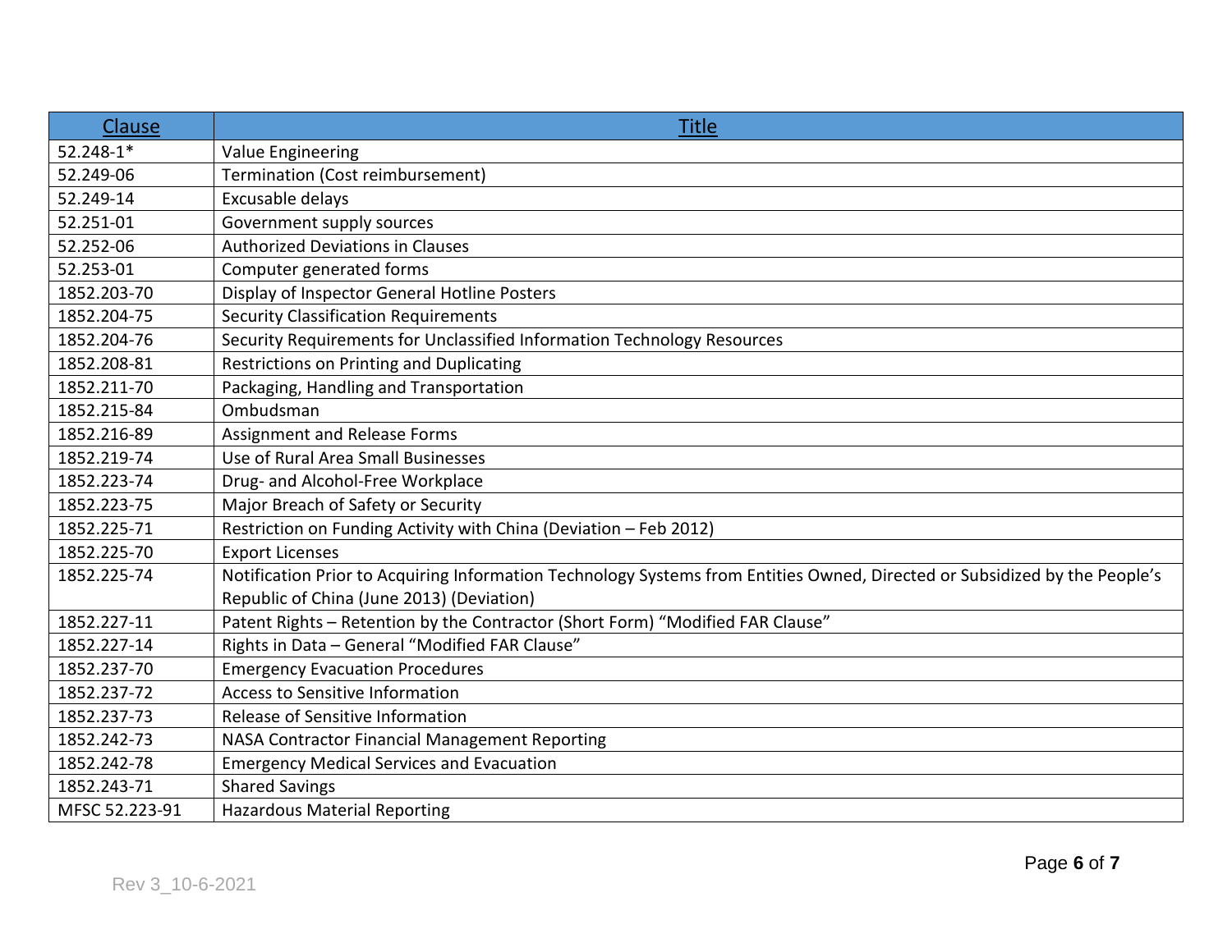| Clause | Title |
|---|---|
| 52.248-1* | Value Engineering |
| 52.249-06 | Termination (Cost reimbursement) |
| 52.249-14 | Excusable delays |
| 52.251-01 | Government supply sources |
| 52.252-06 | Authorized Deviations in Clauses |
| 52.253-01 | Computer generated forms |
| 1852.203-70 | Display of Inspector General Hotline Posters |
| 1852.204-75 | Security Classification Requirements |
| 1852.204-76 | Security Requirements for Unclassified Information Technology Resources |
| 1852.208-81 | Restrictions on Printing and Duplicating |
| 1852.211-70 | Packaging, Handling and Transportation |
| 1852.215-84 | Ombudsman |
| 1852.216-89 | Assignment and Release Forms |
| 1852.219-74 | Use of Rural Area Small Businesses |
| 1852.223-74 | Drug- and Alcohol-Free Workplace |
| 1852.223-75 | Major Breach of Safety or Security |
| 1852.225-71 | Restriction on Funding Activity with China (Deviation – Feb 2012) |
| 1852.225-70 | Export Licenses |
| 1852.225-74 | Notification Prior to Acquiring Information Technology Systems from Entities Owned, Directed or Subsidized by the People's Republic of China (June 2013) (Deviation) |
| 1852.227-11 | Patent Rights – Retention by the Contractor (Short Form) "Modified FAR Clause" |
| 1852.227-14 | Rights in Data – General "Modified FAR Clause" |
| 1852.237-70 | Emergency Evacuation Procedures |
| 1852.237-72 | Access to Sensitive Information |
| 1852.237-73 | Release of Sensitive Information |
| 1852.242-73 | NASA Contractor Financial Management Reporting |
| 1852.242-78 | Emergency Medical Services and Evacuation |
| 1852.243-71 | Shared Savings |
| MFSC 52.223-91 | Hazardous Material Reporting |

Rev 3_10-6-2021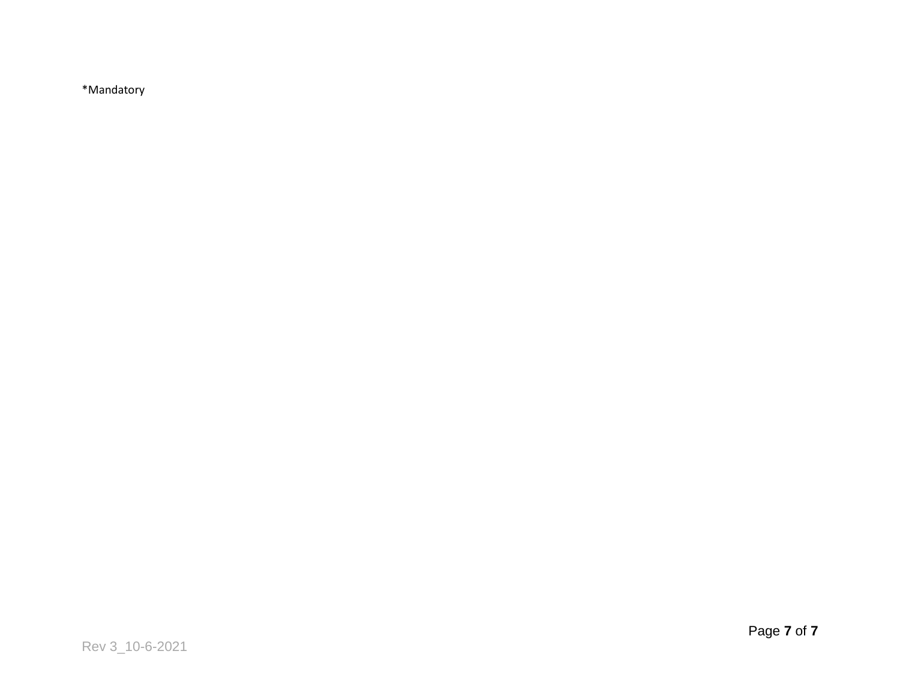*Mandatory